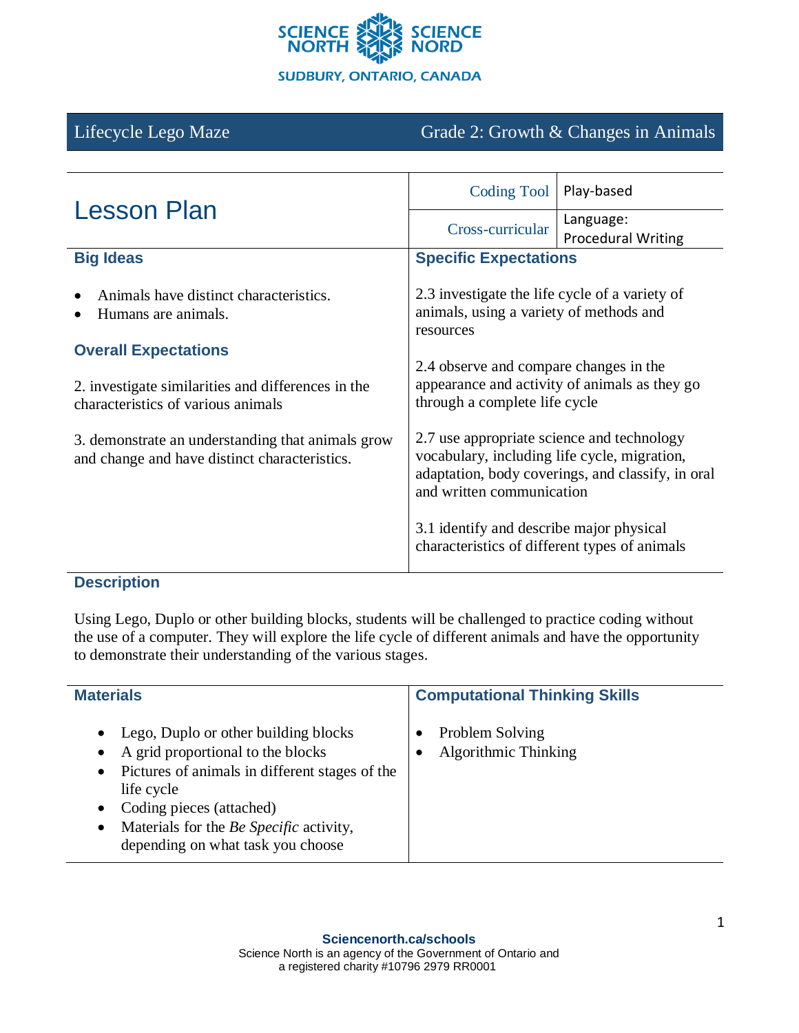SCIENCE NORTH SCIENCE NORD
SUDBURY, ONTARIO, CANADA

## Lifecycle Lego Maze — Grade 2: Growth & Changes in Animals

# Lesson Plan

| Coding Tool | Play-based |
| --- | --- |
| Cross-curricular | Language: Procedural Writing |

### Big Ideas

- Animals have distinct characteristics.
- Humans are animals.

### Overall Expectations

2. investigate similarities and differences in the characteristics of various animals

3. demonstrate an understanding that animals grow and change and have distinct characteristics.

### Specific Expectations

2.3 investigate the life cycle of a variety of animals, using a variety of methods and resources

2.4 observe and compare changes in the appearance and activity of animals as they go through a complete life cycle

2.7 use appropriate science and technology vocabulary, including life cycle, migration, adaptation, body coverings, and classify, in oral and written communication

3.1 identify and describe major physical characteristics of different types of animals

### Description

Using Lego, Duplo or other building blocks, students will be challenged to practice coding without the use of a computer. They will explore the life cycle of different animals and have the opportunity to demonstrate their understanding of the various stages.

### Materials

- Lego, Duplo or other building blocks
- A grid proportional to the blocks
- Pictures of animals in different stages of the life cycle
- Coding pieces (attached)
- Materials for the *Be Specific* activity, depending on what task you choose

### Computational Thinking Skills

- Problem Solving
- Algorithmic Thinking

**Sciencenorth.ca/schools**
Science North is an agency of the Government of Ontario and a registered charity #10796 2979 RR0001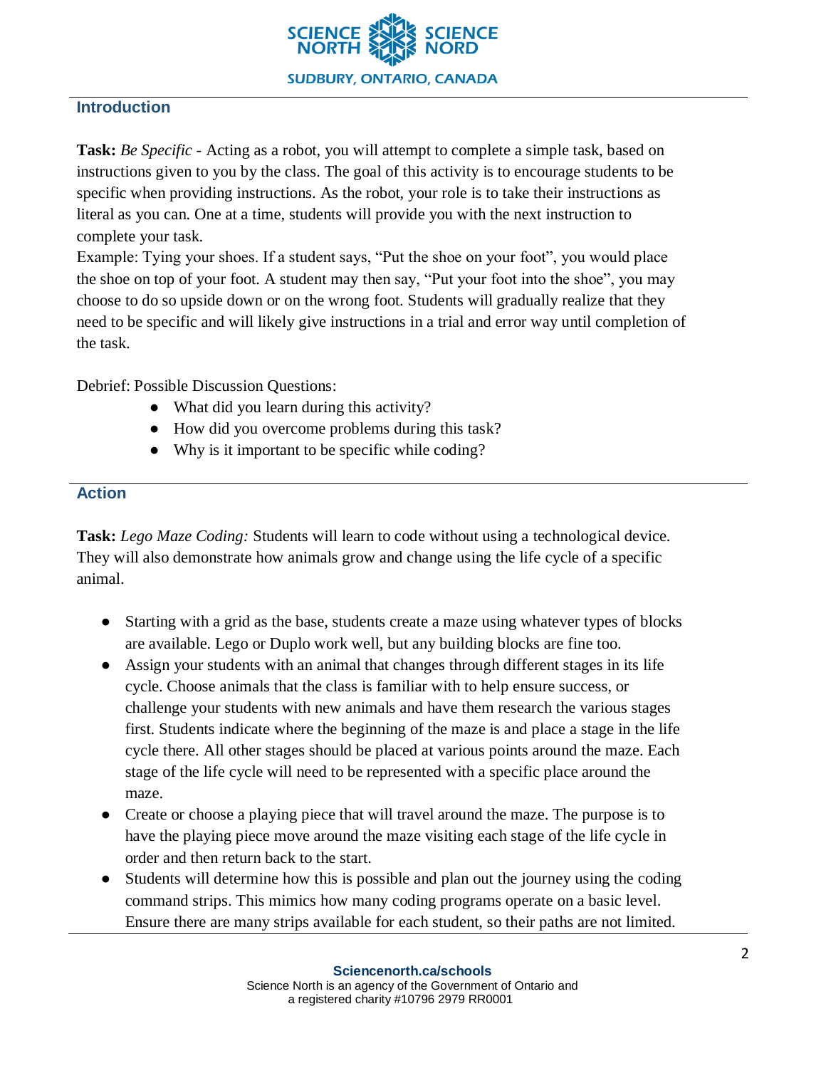## Introduction

**Task:** *Be Specific* - Acting as a robot, you will attempt to complete a simple task, based on instructions given to you by the class. The goal of this activity is to encourage students to be specific when providing instructions. As the robot, your role is to take their instructions as literal as you can. One at a time, students will provide you with the next instruction to complete your task.
Example: Tying your shoes. If a student says, "Put the shoe on your foot", you would place the shoe on top of your foot. A student may then say, "Put your foot into the shoe", you may choose to do so upside down or on the wrong foot. Students will gradually realize that they need to be specific and will likely give instructions in a trial and error way until completion of the task.

Debrief: Possible Discussion Questions:

- What did you learn during this activity?
- How did you overcome problems during this task?
- Why is it important to be specific while coding?

## Action

**Task:** *Lego Maze Coding:* Students will learn to code without using a technological device. They will also demonstrate how animals grow and change using the life cycle of a specific animal.

- Starting with a grid as the base, students create a maze using whatever types of blocks are available. Lego or Duplo work well, but any building blocks are fine too.
- Assign your students with an animal that changes through different stages in its life cycle. Choose animals that the class is familiar with to help ensure success, or challenge your students with new animals and have them research the various stages first. Students indicate where the beginning of the maze is and place a stage in the life cycle there. All other stages should be placed at various points around the maze. Each stage of the life cycle will need to be represented with a specific place around the maze.
- Create or choose a playing piece that will travel around the maze. The purpose is to have the playing piece move around the maze visiting each stage of the life cycle in order and then return back to the start.
- Students will determine how this is possible and plan out the journey using the coding command strips. This mimics how many coding programs operate on a basic level. Ensure there are many strips available for each student, so their paths are not limited.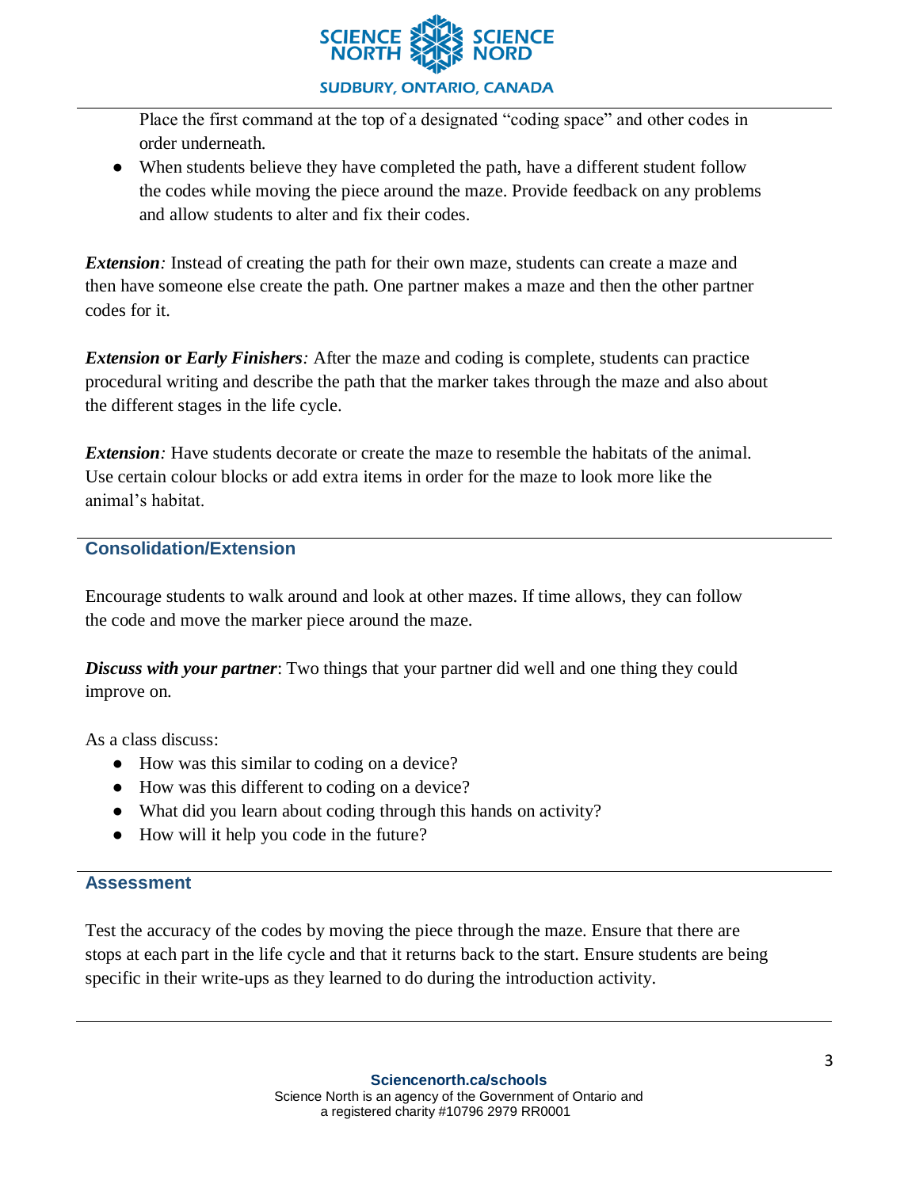Place the first command at the top of a designated "coding space" and other codes in order underneath.

- When students believe they have completed the path, have a different student follow the codes while moving the piece around the maze. Provide feedback on any problems and allow students to alter and fix their codes.

***Extension**:* Instead of creating the path for their own maze, students can create a maze and then have someone else create the path. One partner makes a maze and then the other partner codes for it.

***Extension*** **or** ***Early Finishers**:* After the maze and coding is complete, students can practice procedural writing and describe the path that the marker takes through the maze and also about the different stages in the life cycle.

***Extension**:* Have students decorate or create the maze to resemble the habitats of the animal. Use certain colour blocks or add extra items in order for the maze to look more like the animal's habitat.

## Consolidation/Extension

Encourage students to walk around and look at other mazes. If time allows, they can follow the code and move the marker piece around the maze.

***Discuss with your partner***: Two things that your partner did well and one thing they could improve on.

As a class discuss:

- How was this similar to coding on a device?
- How was this different to coding on a device?
- What did you learn about coding through this hands on activity?
- How will it help you code in the future?

## Assessment

Test the accuracy of the codes by moving the piece through the maze. Ensure that there are stops at each part in the life cycle and that it returns back to the start. Ensure students are being specific in their write-ups as they learned to do during the introduction activity.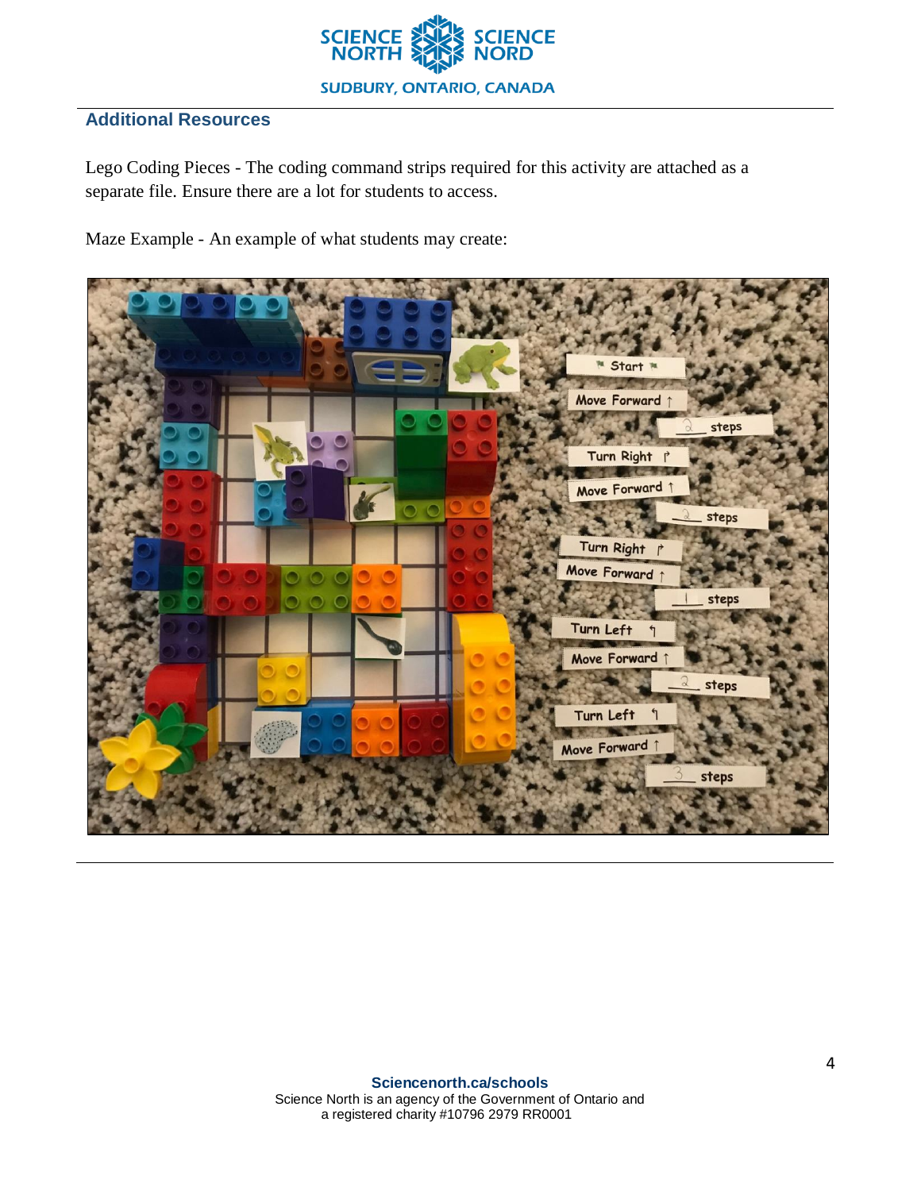## Additional Resources

Lego Coding Pieces - The coding command strips required for this activity are attached as a separate file. Ensure there are a lot for students to access.

Maze Example - An example of what students may create: